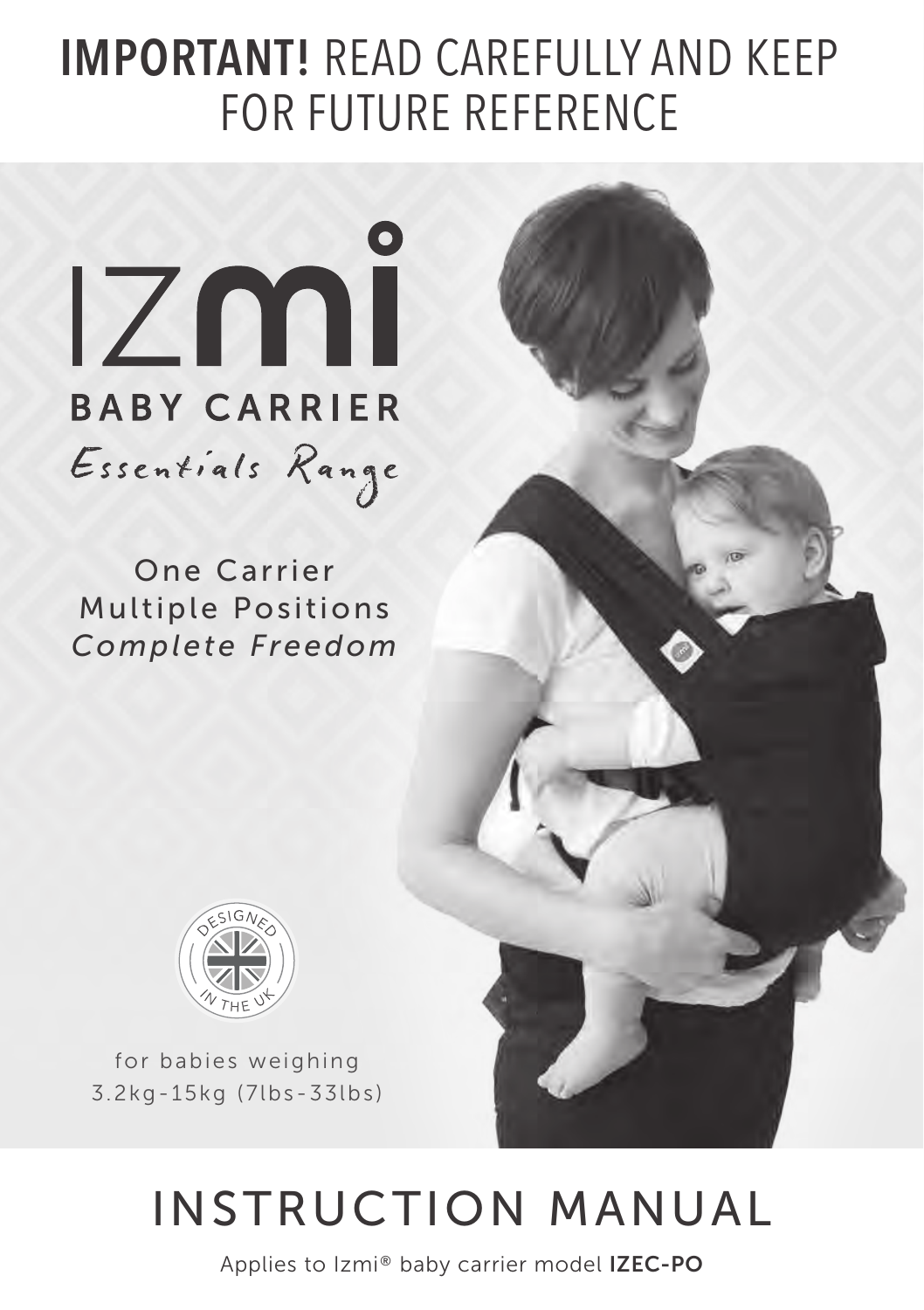# **IMPORTANT!** READ CAREFULLY AND KEEP FOR FUTURE REFERENCE

# IZmi

## BABY CARRIER

*Essentials Range*

One Carrier
Multiple Positions
*Complete Freedom*

DESIGNED IN THE UK

for babies weighing
3.2kg-15kg (7lbs-33lbs)

# INSTRUCTION MANUAL

Applies to Izmi® baby carrier model **IZEC-PO**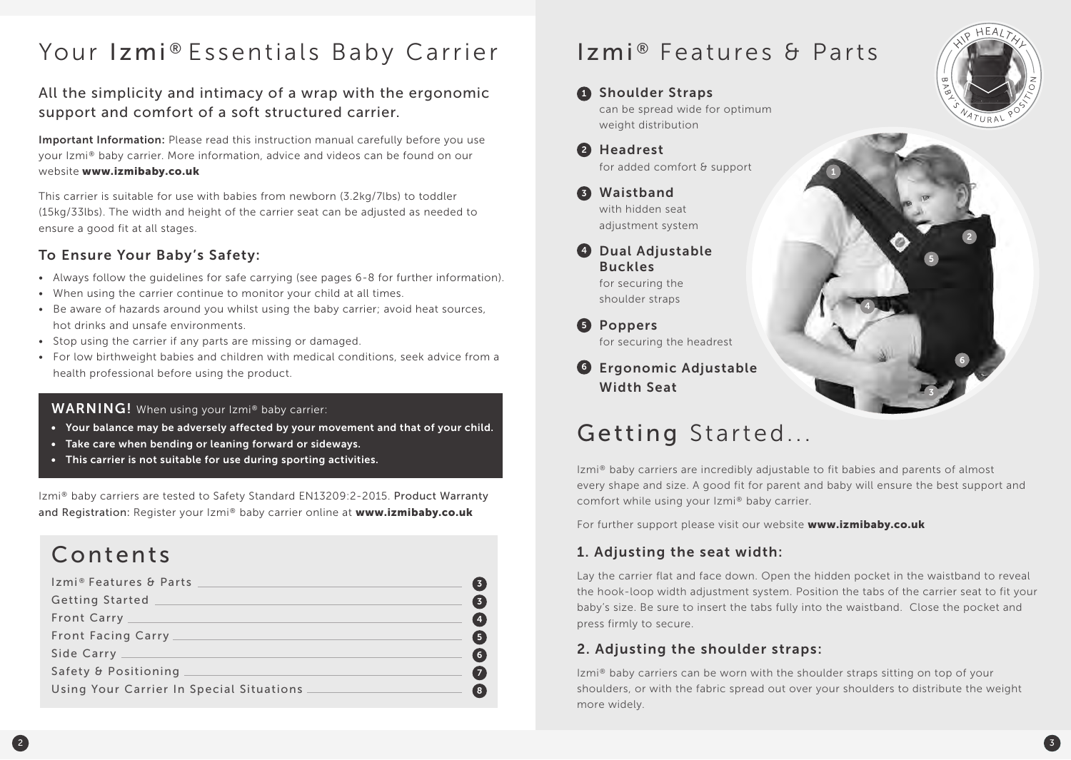# Your Izmi® Essentials Baby Carrier

## All the simplicity and intimacy of a wrap with the ergonomic support and comfort of a soft structured carrier.

**Important Information:** Please read this instruction manual carefully before you use your Izmi® baby carrier. More information, advice and videos can be found on our website **www.izmibaby.co.uk**

This carrier is suitable for use with babies from newborn (3.2kg/7lbs) to toddler (15kg/33lbs). The width and height of the carrier seat can be adjusted as needed to ensure a good fit at all stages.

### To Ensure Your Baby's Safety:

- Always follow the guidelines for safe carrying (see pages 6-8 for further information).
- When using the carrier continue to monitor your child at all times.
- Be aware of hazards around you whilst using the baby carrier; avoid heat sources, hot drinks and unsafe environments.
- Stop using the carrier if any parts are missing or damaged.
- For low birthweight babies and children with medical conditions, seek advice from a health professional before using the product.

**WARNING!** When using your Izmi® baby carrier:

- **Your balance may be adversely affected by your movement and that of your child.**
- **Take care when bending or leaning forward or sideways.**
- **This carrier is not suitable for use during sporting activities.**

Izmi® baby carriers are tested to Safety Standard EN13209:2-2015. **Product Warranty and Registration:** Register your Izmi® baby carrier online at **www.izmibaby.co.uk**

## Contents

| | |
|---|---|
| Izmi® Features & Parts | 3 |
| Getting Started | 3 |
| Front Carry | 4 |
| Front Facing Carry | 5 |
| Side Carry | 6 |
| Safety & Positioning | 7 |
| Using Your Carrier In Special Situations | 8 |

# Izmi® Features & Parts

HIP HEALTHY BABY'S NATURAL POSITION

1. **Shoulder Straps** can be spread wide for optimum weight distribution
2. **Headrest** for added comfort & support
3. **Waistband** with hidden seat adjustment system
4. **Dual Adjustable Buckles** for securing the shoulder straps
5. **Poppers** for securing the headrest
6. **Ergonomic Adjustable Width Seat**

# Getting Started...

Izmi® baby carriers are incredibly adjustable to fit babies and parents of almost every shape and size. A good fit for parent and baby will ensure the best support and comfort while using your Izmi® baby carrier.

For further support please visit our website **www.izmibaby.co.uk**

### 1. Adjusting the seat width:

Lay the carrier flat and face down. Open the hidden pocket in the waistband to reveal the hook-loop width adjustment system. Position the tabs of the carrier seat to fit your baby's size. Be sure to insert the tabs fully into the waistband. Close the pocket and press firmly to secure.

### 2. Adjusting the shoulder straps:

Izmi® baby carriers can be worn with the shoulder straps sitting on top of your shoulders, or with the fabric spread out over your shoulders to distribute the weight more widely.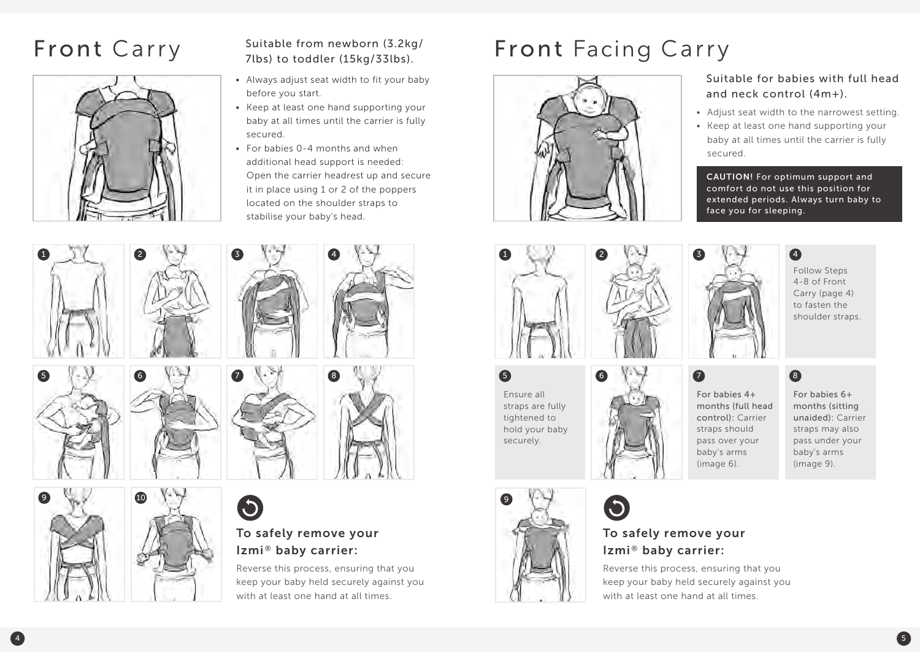# Front Carry

Suitable from newborn (3.2kg/7lbs) to toddler (15kg/33lbs).

- Always adjust seat width to fit your baby before you start.
- Keep at least one hand supporting your baby at all times until the carrier is fully secured.
- For babies 0-4 months and when additional head support is needed: Open the carrier headrest up and secure it in place using 1 or 2 of the poppers located on the shoulder straps to stabilise your baby's head.

### To safely remove your Izmi® baby carrier:

Reverse this process, ensuring that you keep your baby held securely against you with at least one hand at all times.

# Front Facing Carry

Suitable for babies with full head and neck control (4m+).

- Adjust seat width to the narrowest setting.
- Keep at least one hand supporting your baby at all times until the carrier is fully secured.

**CAUTION!** For optimum support and comfort do not use this position for extended periods. Always turn baby to face you for sleeping.

4. Follow Steps 4-8 of Front Carry (page 4) to fasten the shoulder straps.
5. Ensure all straps are fully tightened to hold your baby securely.
7. **For babies 4+ months (full head control):** Carrier straps should pass over your baby's arms (image 6).
8. **For babies 6+ months (sitting unaided):** Carrier straps may also pass under your baby's arms (image 9).

### To safely remove your Izmi® baby carrier:

Reverse this process, ensuring that you keep your baby held securely against you with at least one hand at all times.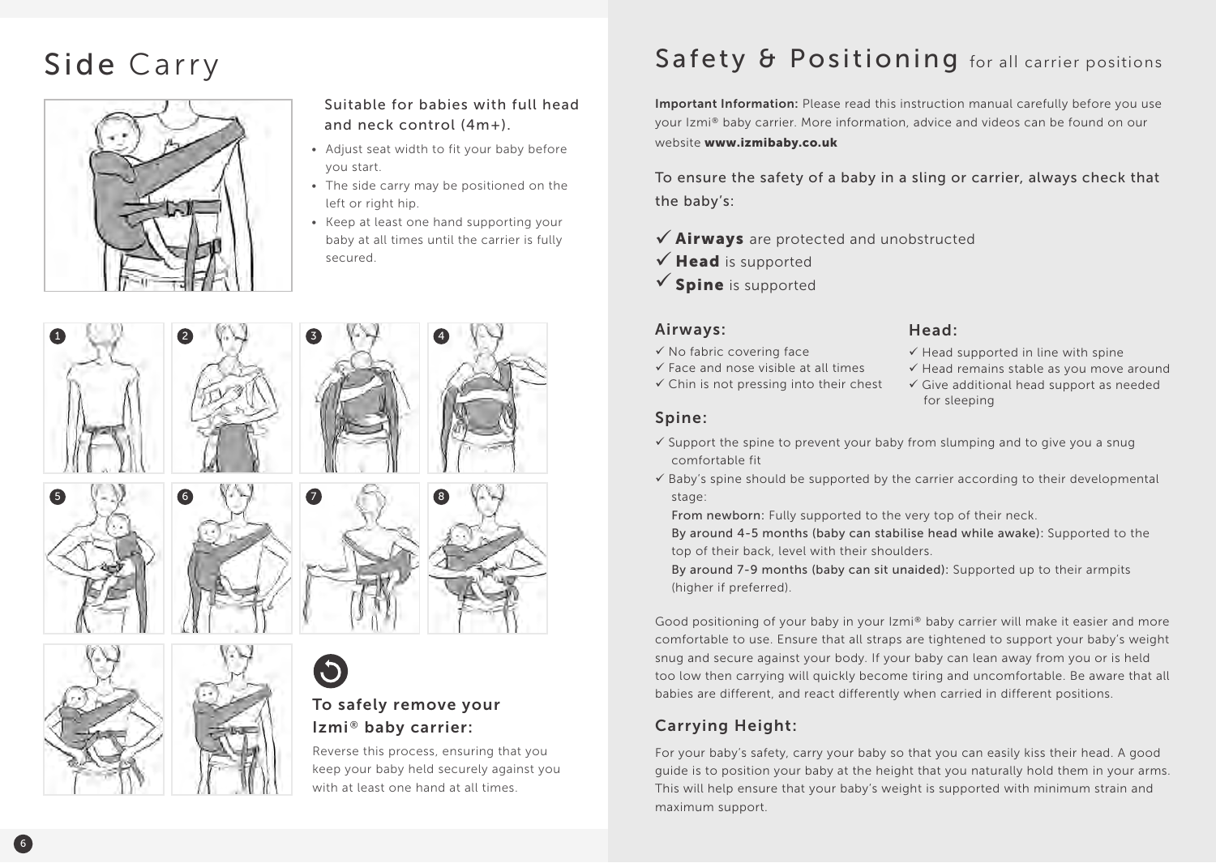# Side Carry

Suitable for babies with full head and neck control (4m+).

- Adjust seat width to fit your baby before you start.
- The side carry may be positioned on the left or right hip.
- Keep at least one hand supporting your baby at all times until the carrier is fully secured.

1 2 3 4 5 6 7 8

### To safely remove your Izmi® baby carrier:

Reverse this process, ensuring that you keep your baby held securely against you with at least one hand at all times.

# Safety & Positioning for all carrier positions

**Important Information:** Please read this instruction manual carefully before you use your Izmi® baby carrier. More information, advice and videos can be found on our website **www.izmibaby.co.uk**

To ensure the safety of a baby in a sling or carrier, always check that the baby's:

✓ **Airways** are protected and unobstructed
✓ **Head** is supported
✓ **Spine** is supported

## Airways:

✓ No fabric covering face
✓ Face and nose visible at all times
✓ Chin is not pressing into their chest

## Head:

✓ Head supported in line with spine
✓ Head remains stable as you move around
✓ Give additional head support as needed for sleeping

## Spine:

✓ Support the spine to prevent your baby from slumping and to give you a snug comfortable fit
✓ Baby's spine should be supported by the carrier according to their developmental stage:

From newborn: Fully supported to the very top of their neck.
By around 4-5 months (baby can stabilise head while awake): Supported to the top of their back, level with their shoulders.
By around 7-9 months (baby can sit unaided): Supported up to their armpits (higher if preferred).

Good positioning of your baby in your Izmi® baby carrier will make it easier and more comfortable to use. Ensure that all straps are tightened to support your baby's weight snug and secure against your body. If your baby can lean away from you or is held too low then carrying will quickly become tiring and uncomfortable. Be aware that all babies are different, and react differently when carried in different positions.

## Carrying Height:

For your baby's safety, carry your baby so that you can easily kiss their head. A good guide is to position your baby at the height that you naturally hold them in your arms. This will help ensure that your baby's weight is supported with minimum strain and maximum support.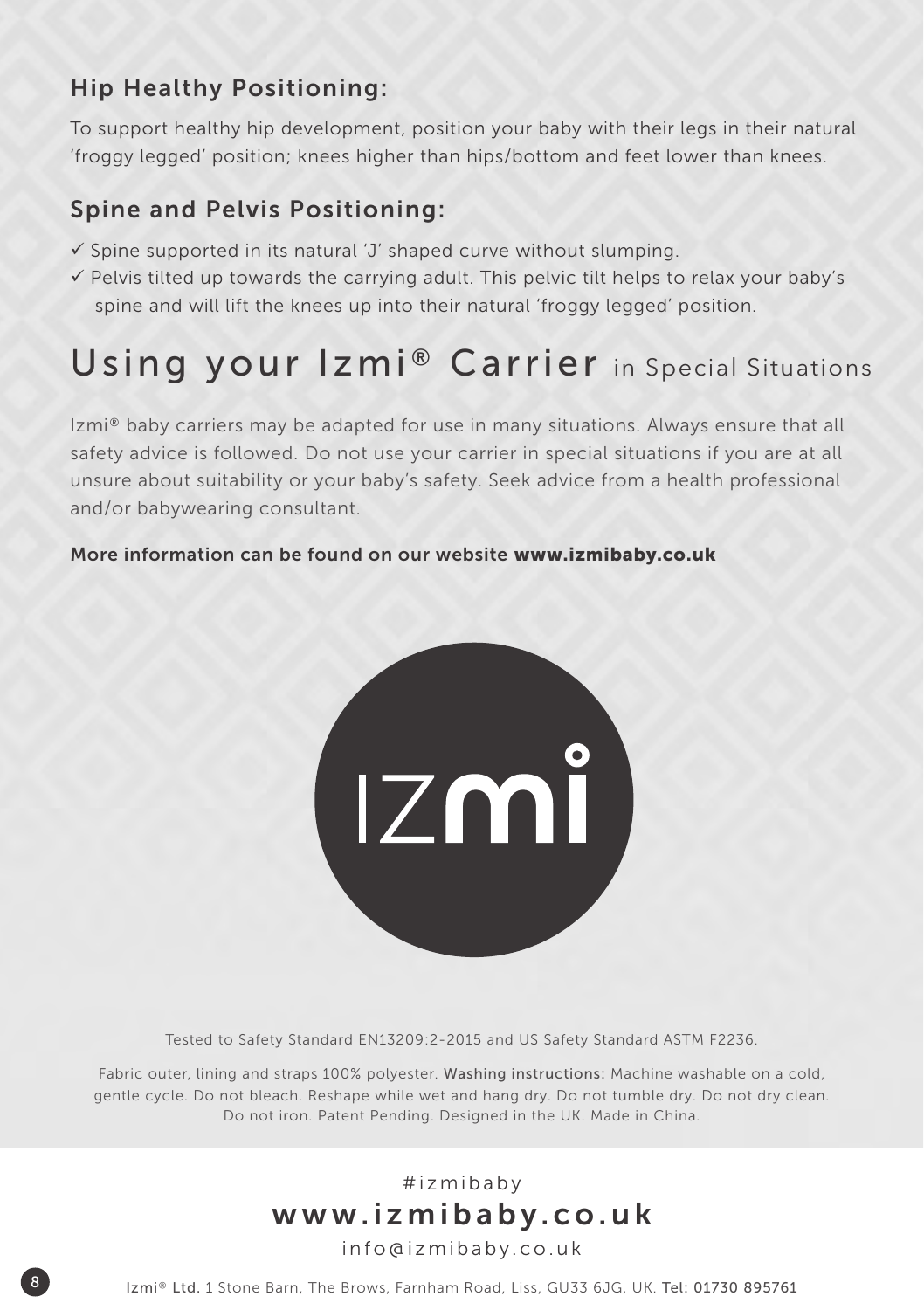## Hip Healthy Positioning:

To support healthy hip development, position your baby with their legs in their natural 'froggy legged' position; knees higher than hips/bottom and feet lower than knees.

## Spine and Pelvis Positioning:

✓ Spine supported in its natural 'J' shaped curve without slumping.

✓ Pelvis tilted up towards the carrying adult. This pelvic tilt helps to relax your baby's spine and will lift the knees up into their natural 'froggy legged' position.

# Using your Izmi® Carrier in Special Situations

Izmi® baby carriers may be adapted for use in many situations. Always ensure that all safety advice is followed. Do not use your carrier in special situations if you are at all unsure about suitability or your baby's safety. Seek advice from a health professional and/or babywearing consultant.

**More information can be found on our website www.izmibaby.co.uk**

IZmi

Tested to Safety Standard EN13209:2-2015 and US Safety Standard ASTM F2236.

Fabric outer, lining and straps 100% polyester. Washing instructions: Machine washable on a cold, gentle cycle. Do not bleach. Reshape while wet and hang dry. Do not tumble dry. Do not dry clean. Do not iron. Patent Pending. Designed in the UK. Made in China.

#izmibaby

www.izmibaby.co.uk

info@izmibaby.co.uk

Izmi® Ltd. 1 Stone Barn, The Brows, Farnham Road, Liss, GU33 6JG, UK. Tel: 01730 895761